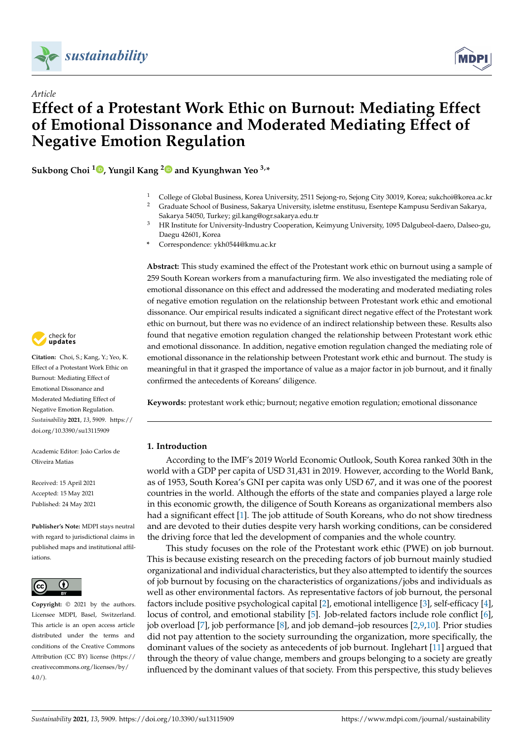*Article*

# Effect of a Protestant Work Ethic on Burnout: Mediating Effect of Emotional Dissonance and Moderated Mediating Effect of Negative Emotion Regulation

**Sukbong Choi [1], Yungil Kang [2] and Kyunghwan Yeo [3,*]**

[1] College of Global Business, Korea University, 2511 Sejong-ro, Sejong City 30019, Korea; sukchoi@korea.ac.kr
[2] Graduate School of Business, Sakarya University, isletme enstitusu, Esentepe Kampusu Serdivan Sakarya, Sakarya 54050, Turkey; gil.kang@ogr.sakarya.edu.tr
[3] HR Institute for University-Industry Cooperation, Keimyung University, 1095 Dalgubeol-daero, Dalseo-gu, Daegu 42601, Korea
* Correspondence: ykh0544@kmu.ac.kr

**Abstract:** This study examined the effect of the Protestant work ethic on burnout using a sample of 259 South Korean workers from a manufacturing firm. We also investigated the mediating role of emotional dissonance on this effect and addressed the moderating and moderated mediating roles of negative emotion regulation on the relationship between Protestant work ethic and emotional dissonance. Our empirical results indicated a significant direct negative effect of the Protestant work ethic on burnout, but there was no evidence of an indirect relationship between these. Results also found that negative emotion regulation changed the relationship between Protestant work ethic and emotional dissonance. In addition, negative emotion regulation changed the mediating role of emotional dissonance in the relationship between Protestant work ethic and burnout. The study is meaningful in that it grasped the importance of value as a major factor in job burnout, and it finally confirmed the antecedents of Koreans' diligence.

**Keywords:** protestant work ethic; burnout; negative emotion regulation; emotional dissonance

**Citation:** Choi, S.; Kang, Y.; Yeo, K. Effect of a Protestant Work Ethic on Burnout: Mediating Effect of Emotional Dissonance and Moderated Mediating Effect of Negative Emotion Regulation. *Sustainability* **2021**, *13*, 5909. https://doi.org/10.3390/su13115909

Academic Editor: João Carlos de Oliveira Matias

Received: 15 April 2021
Accepted: 15 May 2021
Published: 24 May 2021

**Publisher's Note:** MDPI stays neutral with regard to jurisdictional claims in published maps and institutional affiliations.

**Copyright:** © 2021 by the authors. Licensee MDPI, Basel, Switzerland. This article is an open access article distributed under the terms and conditions of the Creative Commons Attribution (CC BY) license (https://creativecommons.org/licenses/by/4.0/).

## 1. Introduction

According to the IMF's 2019 World Economic Outlook, South Korea ranked 30th in the world with a GDP per capita of USD 31,431 in 2019. However, according to the World Bank, as of 1953, South Korea's GNI per capita was only USD 67, and it was one of the poorest countries in the world. Although the efforts of the state and companies played a large role in this economic growth, the diligence of South Koreans as organizational members also had a significant effect [1]. The job attitude of South Koreans, who do not show tiredness and are devoted to their duties despite very harsh working conditions, can be considered the driving force that led the development of companies and the whole country.

This study focuses on the role of the Protestant work ethic (PWE) on job burnout. This is because existing research on the preceding factors of job burnout mainly studied organizational and individual characteristics, but they also attempted to identify the sources of job burnout by focusing on the characteristics of organizations/jobs and individuals as well as other environmental factors. As representative factors of job burnout, the personal factors include positive psychological capital [2], emotional intelligence [3], self-efficacy [4], locus of control, and emotional stability [5]. Job-related factors include role conflict [6], job overload [7], job performance [8], and job demand–job resources [2,9,10]. Prior studies did not pay attention to the society surrounding the organization, more specifically, the dominant values of the society as antecedents of job burnout. Inglehart [11] argued that through the theory of value change, members and groups belonging to a society are greatly influenced by the dominant values of that society. From this perspective, this study believes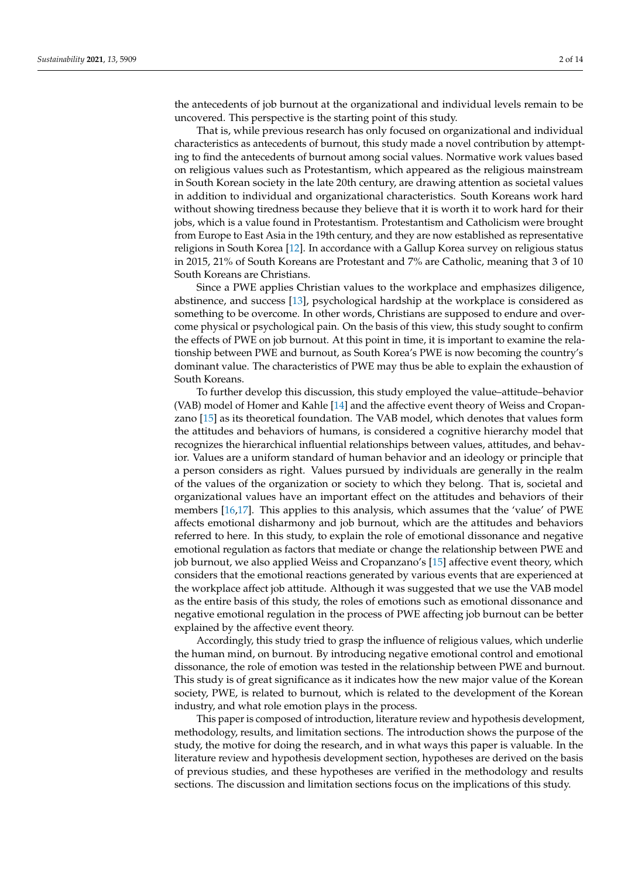the antecedents of job burnout at the organizational and individual levels remain to be uncovered. This perspective is the starting point of this study.

That is, while previous research has only focused on organizational and individual characteristics as antecedents of burnout, this study made a novel contribution by attempting to find the antecedents of burnout among social values. Normative work values based on religious values such as Protestantism, which appeared as the religious mainstream in South Korean society in the late 20th century, are drawing attention as societal values in addition to individual and organizational characteristics. South Koreans work hard without showing tiredness because they believe that it is worth it to work hard for their jobs, which is a value found in Protestantism. Protestantism and Catholicism were brought from Europe to East Asia in the 19th century, and they are now established as representative religions in South Korea [12]. In accordance with a Gallup Korea survey on religious status in 2015, 21% of South Koreans are Protestant and 7% are Catholic, meaning that 3 of 10 South Koreans are Christians.

Since a PWE applies Christian values to the workplace and emphasizes diligence, abstinence, and success [13], psychological hardship at the workplace is considered as something to be overcome. In other words, Christians are supposed to endure and overcome physical or psychological pain. On the basis of this view, this study sought to confirm the effects of PWE on job burnout. At this point in time, it is important to examine the relationship between PWE and burnout, as South Korea's PWE is now becoming the country's dominant value. The characteristics of PWE may thus be able to explain the exhaustion of South Koreans.

To further develop this discussion, this study employed the value–attitude–behavior (VAB) model of Homer and Kahle [14] and the affective event theory of Weiss and Cropanzano [15] as its theoretical foundation. The VAB model, which denotes that values form the attitudes and behaviors of humans, is considered a cognitive hierarchy model that recognizes the hierarchical influential relationships between values, attitudes, and behavior. Values are a uniform standard of human behavior and an ideology or principle that a person considers as right. Values pursued by individuals are generally in the realm of the values of the organization or society to which they belong. That is, societal and organizational values have an important effect on the attitudes and behaviors of their members [16,17]. This applies to this analysis, which assumes that the 'value' of PWE affects emotional disharmony and job burnout, which are the attitudes and behaviors referred to here. In this study, to explain the role of emotional dissonance and negative emotional regulation as factors that mediate or change the relationship between PWE and job burnout, we also applied Weiss and Cropanzano's [15] affective event theory, which considers that the emotional reactions generated by various events that are experienced at the workplace affect job attitude. Although it was suggested that we use the VAB model as the entire basis of this study, the roles of emotions such as emotional dissonance and negative emotional regulation in the process of PWE affecting job burnout can be better explained by the affective event theory.

Accordingly, this study tried to grasp the influence of religious values, which underlie the human mind, on burnout. By introducing negative emotional control and emotional dissonance, the role of emotion was tested in the relationship between PWE and burnout. This study is of great significance as it indicates how the new major value of the Korean society, PWE, is related to burnout, which is related to the development of the Korean industry, and what role emotion plays in the process.

This paper is composed of introduction, literature review and hypothesis development, methodology, results, and limitation sections. The introduction shows the purpose of the study, the motive for doing the research, and in what ways this paper is valuable. In the literature review and hypothesis development section, hypotheses are derived on the basis of previous studies, and these hypotheses are verified in the methodology and results sections. The discussion and limitation sections focus on the implications of this study.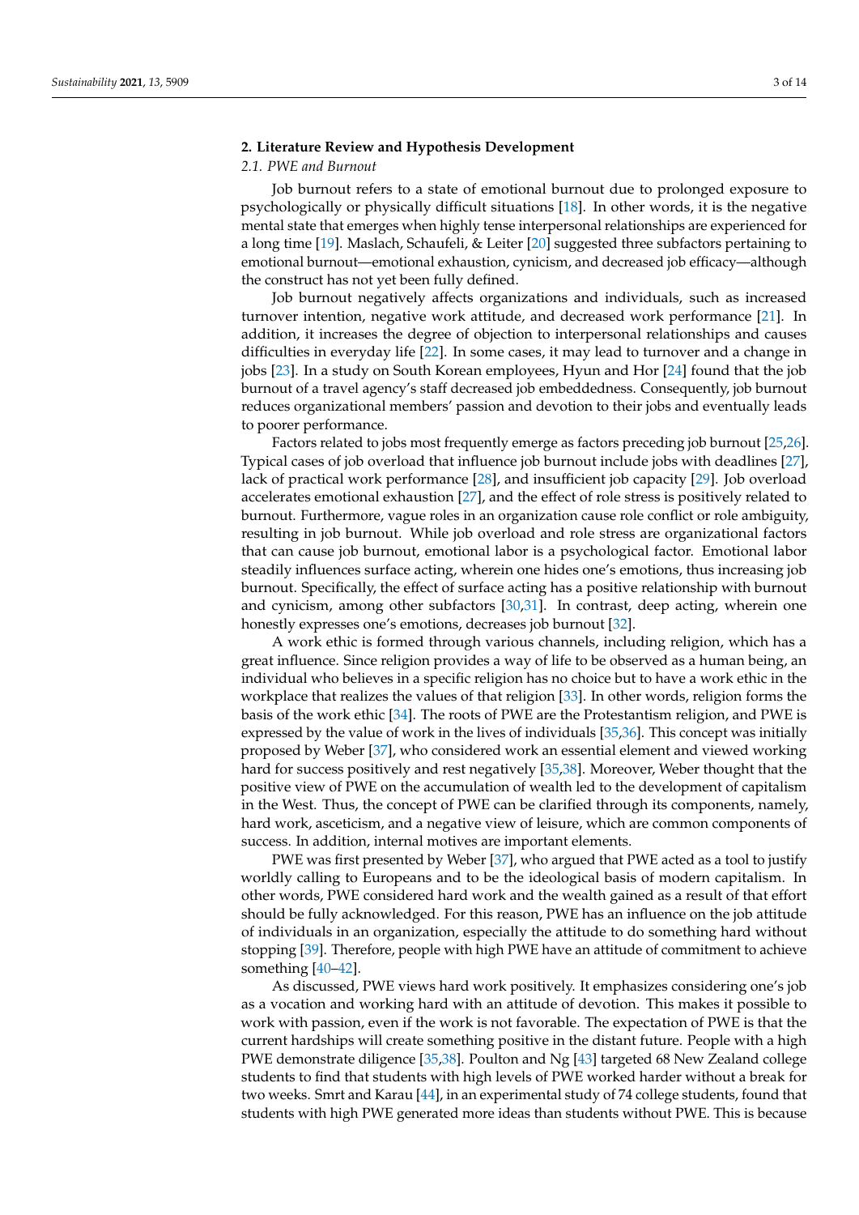## 2. Literature Review and Hypothesis Development

### *2.1. PWE and Burnout*

Job burnout refers to a state of emotional burnout due to prolonged exposure to psychologically or physically difficult situations [18]. In other words, it is the negative mental state that emerges when highly tense interpersonal relationships are experienced for a long time [19]. Maslach, Schaufeli, & Leiter [20] suggested three subfactors pertaining to emotional burnout—emotional exhaustion, cynicism, and decreased job efficacy—although the construct has not yet been fully defined.

Job burnout negatively affects organizations and individuals, such as increased turnover intention, negative work attitude, and decreased work performance [21]. In addition, it increases the degree of objection to interpersonal relationships and causes difficulties in everyday life [22]. In some cases, it may lead to turnover and a change in jobs [23]. In a study on South Korean employees, Hyun and Hor [24] found that the job burnout of a travel agency's staff decreased job embeddedness. Consequently, job burnout reduces organizational members' passion and devotion to their jobs and eventually leads to poorer performance.

Factors related to jobs most frequently emerge as factors preceding job burnout [25,26]. Typical cases of job overload that influence job burnout include jobs with deadlines [27], lack of practical work performance [28], and insufficient job capacity [29]. Job overload accelerates emotional exhaustion [27], and the effect of role stress is positively related to burnout. Furthermore, vague roles in an organization cause role conflict or role ambiguity, resulting in job burnout. While job overload and role stress are organizational factors that can cause job burnout, emotional labor is a psychological factor. Emotional labor steadily influences surface acting, wherein one hides one's emotions, thus increasing job burnout. Specifically, the effect of surface acting has a positive relationship with burnout and cynicism, among other subfactors [30,31]. In contrast, deep acting, wherein one honestly expresses one's emotions, decreases job burnout [32].

A work ethic is formed through various channels, including religion, which has a great influence. Since religion provides a way of life to be observed as a human being, an individual who believes in a specific religion has no choice but to have a work ethic in the workplace that realizes the values of that religion [33]. In other words, religion forms the basis of the work ethic [34]. The roots of PWE are the Protestantism religion, and PWE is expressed by the value of work in the lives of individuals [35,36]. This concept was initially proposed by Weber [37], who considered work an essential element and viewed working hard for success positively and rest negatively [35,38]. Moreover, Weber thought that the positive view of PWE on the accumulation of wealth led to the development of capitalism in the West. Thus, the concept of PWE can be clarified through its components, namely, hard work, asceticism, and a negative view of leisure, which are common components of success. In addition, internal motives are important elements.

PWE was first presented by Weber [37], who argued that PWE acted as a tool to justify worldly calling to Europeans and to be the ideological basis of modern capitalism. In other words, PWE considered hard work and the wealth gained as a result of that effort should be fully acknowledged. For this reason, PWE has an influence on the job attitude of individuals in an organization, especially the attitude to do something hard without stopping [39]. Therefore, people with high PWE have an attitude of commitment to achieve something [40–42].

As discussed, PWE views hard work positively. It emphasizes considering one's job as a vocation and working hard with an attitude of devotion. This makes it possible to work with passion, even if the work is not favorable. The expectation of PWE is that the current hardships will create something positive in the distant future. People with a high PWE demonstrate diligence [35,38]. Poulton and Ng [43] targeted 68 New Zealand college students to find that students with high levels of PWE worked harder without a break for two weeks. Smrt and Karau [44], in an experimental study of 74 college students, found that students with high PWE generated more ideas than students without PWE. This is because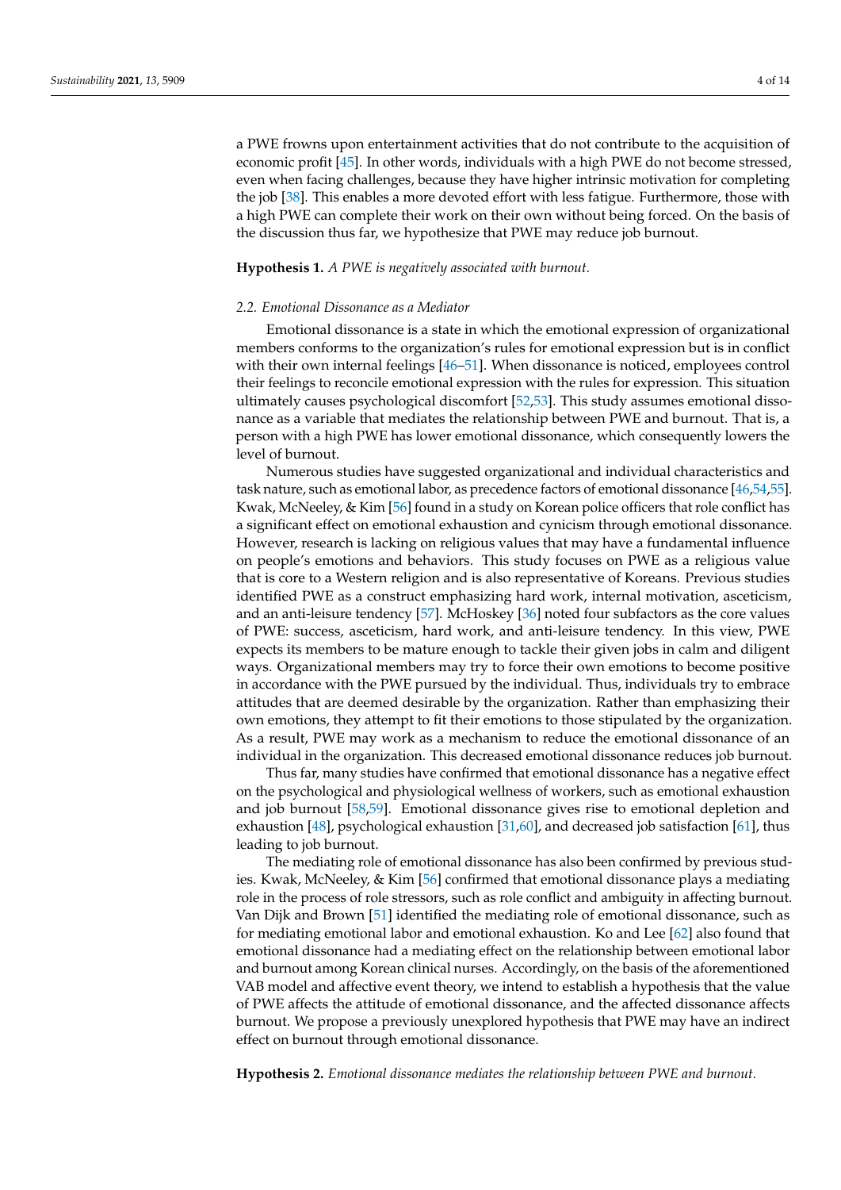a PWE frowns upon entertainment activities that do not contribute to the acquisition of economic profit [45]. In other words, individuals with a high PWE do not become stressed, even when facing challenges, because they have higher intrinsic motivation for completing the job [38]. This enables a more devoted effort with less fatigue. Furthermore, those with a high PWE can complete their work on their own without being forced. On the basis of the discussion thus far, we hypothesize that PWE may reduce job burnout.

**Hypothesis 1.** *A PWE is negatively associated with burnout.*

### 2.2. Emotional Dissonance as a Mediator

Emotional dissonance is a state in which the emotional expression of organizational members conforms to the organization's rules for emotional expression but is in conflict with their own internal feelings [46–51]. When dissonance is noticed, employees control their feelings to reconcile emotional expression with the rules for expression. This situation ultimately causes psychological discomfort [52,53]. This study assumes emotional dissonance as a variable that mediates the relationship between PWE and burnout. That is, a person with a high PWE has lower emotional dissonance, which consequently lowers the level of burnout.

Numerous studies have suggested organizational and individual characteristics and task nature, such as emotional labor, as precedence factors of emotional dissonance [46,54,55]. Kwak, McNeeley, & Kim [56] found in a study on Korean police officers that role conflict has a significant effect on emotional exhaustion and cynicism through emotional dissonance. However, research is lacking on religious values that may have a fundamental influence on people's emotions and behaviors. This study focuses on PWE as a religious value that is core to a Western religion and is also representative of Koreans. Previous studies identified PWE as a construct emphasizing hard work, internal motivation, asceticism, and an anti-leisure tendency [57]. McHoskey [36] noted four subfactors as the core values of PWE: success, asceticism, hard work, and anti-leisure tendency. In this view, PWE expects its members to be mature enough to tackle their given jobs in calm and diligent ways. Organizational members may try to force their own emotions to become positive in accordance with the PWE pursued by the individual. Thus, individuals try to embrace attitudes that are deemed desirable by the organization. Rather than emphasizing their own emotions, they attempt to fit their emotions to those stipulated by the organization. As a result, PWE may work as a mechanism to reduce the emotional dissonance of an individual in the organization. This decreased emotional dissonance reduces job burnout.

Thus far, many studies have confirmed that emotional dissonance has a negative effect on the psychological and physiological wellness of workers, such as emotional exhaustion and job burnout [58,59]. Emotional dissonance gives rise to emotional depletion and exhaustion [48], psychological exhaustion [31,60], and decreased job satisfaction [61], thus leading to job burnout.

The mediating role of emotional dissonance has also been confirmed by previous studies. Kwak, McNeeley, & Kim [56] confirmed that emotional dissonance plays a mediating role in the process of role stressors, such as role conflict and ambiguity in affecting burnout. Van Dijk and Brown [51] identified the mediating role of emotional dissonance, such as for mediating emotional labor and emotional exhaustion. Ko and Lee [62] also found that emotional dissonance had a mediating effect on the relationship between emotional labor and burnout among Korean clinical nurses. Accordingly, on the basis of the aforementioned VAB model and affective event theory, we intend to establish a hypothesis that the value of PWE affects the attitude of emotional dissonance, and the affected dissonance affects burnout. We propose a previously unexplored hypothesis that PWE may have an indirect effect on burnout through emotional dissonance.

**Hypothesis 2.** *Emotional dissonance mediates the relationship between PWE and burnout.*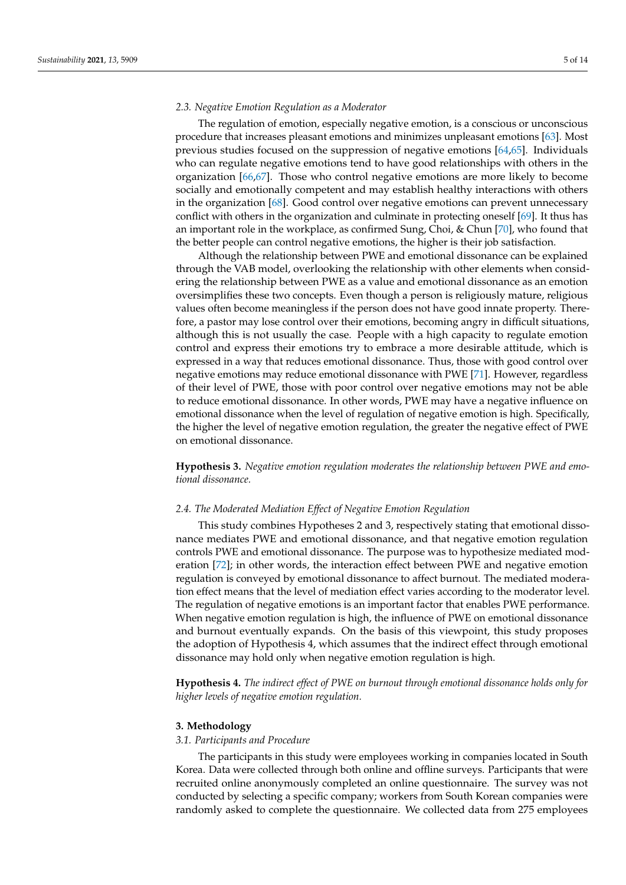### 2.3. Negative Emotion Regulation as a Moderator

The regulation of emotion, especially negative emotion, is a conscious or unconscious procedure that increases pleasant emotions and minimizes unpleasant emotions [63]. Most previous studies focused on the suppression of negative emotions [64,65]. Individuals who can regulate negative emotions tend to have good relationships with others in the organization [66,67]. Those who control negative emotions are more likely to become socially and emotionally competent and may establish healthy interactions with others in the organization [68]. Good control over negative emotions can prevent unnecessary conflict with others in the organization and culminate in protecting oneself [69]. It thus has an important role in the workplace, as confirmed Sung, Choi, & Chun [70], who found that the better people can control negative emotions, the higher is their job satisfaction.

Although the relationship between PWE and emotional dissonance can be explained through the VAB model, overlooking the relationship with other elements when considering the relationship between PWE as a value and emotional dissonance as an emotion oversimplifies these two concepts. Even though a person is religiously mature, religious values often become meaningless if the person does not have good innate property. Therefore, a pastor may lose control over their emotions, becoming angry in difficult situations, although this is not usually the case. People with a high capacity to regulate emotion control and express their emotions try to embrace a more desirable attitude, which is expressed in a way that reduces emotional dissonance. Thus, those with good control over negative emotions may reduce emotional dissonance with PWE [71]. However, regardless of their level of PWE, those with poor control over negative emotions may not be able to reduce emotional dissonance. In other words, PWE may have a negative influence on emotional dissonance when the level of regulation of negative emotion is high. Specifically, the higher the level of negative emotion regulation, the greater the negative effect of PWE on emotional dissonance.

**Hypothesis 3.** *Negative emotion regulation moderates the relationship between PWE and emotional dissonance.*

### 2.4. The Moderated Mediation Effect of Negative Emotion Regulation

This study combines Hypotheses 2 and 3, respectively stating that emotional dissonance mediates PWE and emotional dissonance, and that negative emotion regulation controls PWE and emotional dissonance. The purpose was to hypothesize mediated moderation [72]; in other words, the interaction effect between PWE and negative emotion regulation is conveyed by emotional dissonance to affect burnout. The mediated moderation effect means that the level of mediation effect varies according to the moderator level. The regulation of negative emotions is an important factor that enables PWE performance. When negative emotion regulation is high, the influence of PWE on emotional dissonance and burnout eventually expands. On the basis of this viewpoint, this study proposes the adoption of Hypothesis 4, which assumes that the indirect effect through emotional dissonance may hold only when negative emotion regulation is high.

**Hypothesis 4.** *The indirect effect of PWE on burnout through emotional dissonance holds only for higher levels of negative emotion regulation.*

## 3. Methodology

### 3.1. Participants and Procedure

The participants in this study were employees working in companies located in South Korea. Data were collected through both online and offline surveys. Participants that were recruited online anonymously completed an online questionnaire. The survey was not conducted by selecting a specific company; workers from South Korean companies were randomly asked to complete the questionnaire. We collected data from 275 employees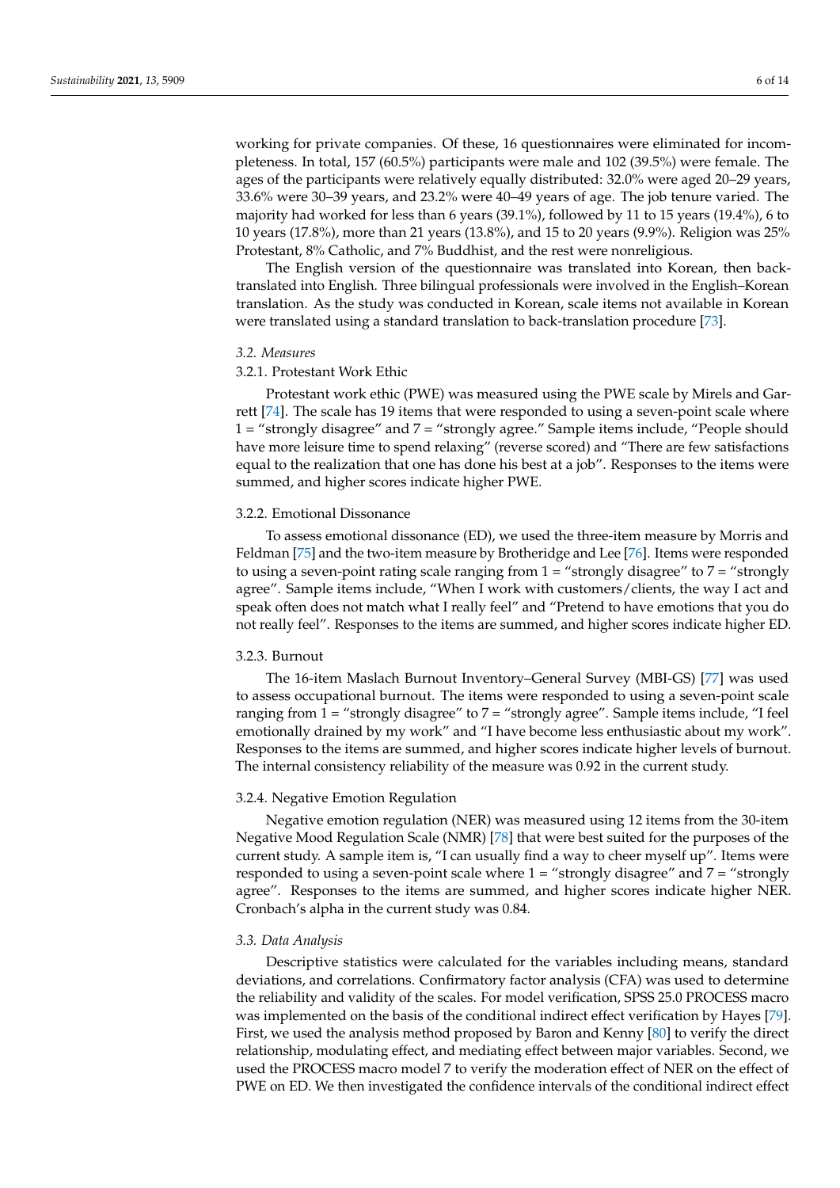working for private companies. Of these, 16 questionnaires were eliminated for incompleteness. In total, 157 (60.5%) participants were male and 102 (39.5%) were female. The ages of the participants were relatively equally distributed: 32.0% were aged 20–29 years, 33.6% were 30–39 years, and 23.2% were 40–49 years of age. The job tenure varied. The majority had worked for less than 6 years (39.1%), followed by 11 to 15 years (19.4%), 6 to 10 years (17.8%), more than 21 years (13.8%), and 15 to 20 years (9.9%). Religion was 25% Protestant, 8% Catholic, and 7% Buddhist, and the rest were nonreligious.

The English version of the questionnaire was translated into Korean, then back-translated into English. Three bilingual professionals were involved in the English–Korean translation. As the study was conducted in Korean, scale items not available in Korean were translated using a standard translation to back-translation procedure [73].

### *3.2. Measures*

#### 3.2.1. Protestant Work Ethic

Protestant work ethic (PWE) was measured using the PWE scale by Mirels and Garrett [74]. The scale has 19 items that were responded to using a seven-point scale where 1 = "strongly disagree" and 7 = "strongly agree." Sample items include, "People should have more leisure time to spend relaxing" (reverse scored) and "There are few satisfactions equal to the realization that one has done his best at a job". Responses to the items were summed, and higher scores indicate higher PWE.

#### 3.2.2. Emotional Dissonance

To assess emotional dissonance (ED), we used the three-item measure by Morris and Feldman [75] and the two-item measure by Brotheridge and Lee [76]. Items were responded to using a seven-point rating scale ranging from 1 = "strongly disagree" to 7 = "strongly agree". Sample items include, "When I work with customers/clients, the way I act and speak often does not match what I really feel" and "Pretend to have emotions that you do not really feel". Responses to the items are summed, and higher scores indicate higher ED.

#### 3.2.3. Burnout

The 16-item Maslach Burnout Inventory–General Survey (MBI-GS) [77] was used to assess occupational burnout. The items were responded to using a seven-point scale ranging from 1 = "strongly disagree" to 7 = "strongly agree". Sample items include, "I feel emotionally drained by my work" and "I have become less enthusiastic about my work". Responses to the items are summed, and higher scores indicate higher levels of burnout. The internal consistency reliability of the measure was 0.92 in the current study.

#### 3.2.4. Negative Emotion Regulation

Negative emotion regulation (NER) was measured using 12 items from the 30-item Negative Mood Regulation Scale (NMR) [78] that were best suited for the purposes of the current study. A sample item is, "I can usually find a way to cheer myself up". Items were responded to using a seven-point scale where 1 = "strongly disagree" and 7 = "strongly agree". Responses to the items are summed, and higher scores indicate higher NER. Cronbach's alpha in the current study was 0.84.

### *3.3. Data Analysis*

Descriptive statistics were calculated for the variables including means, standard deviations, and correlations. Confirmatory factor analysis (CFA) was used to determine the reliability and validity of the scales. For model verification, SPSS 25.0 PROCESS macro was implemented on the basis of the conditional indirect effect verification by Hayes [79]. First, we used the analysis method proposed by Baron and Kenny [80] to verify the direct relationship, modulating effect, and mediating effect between major variables. Second, we used the PROCESS macro model 7 to verify the moderation effect of NER on the effect of PWE on ED. We then investigated the confidence intervals of the conditional indirect effect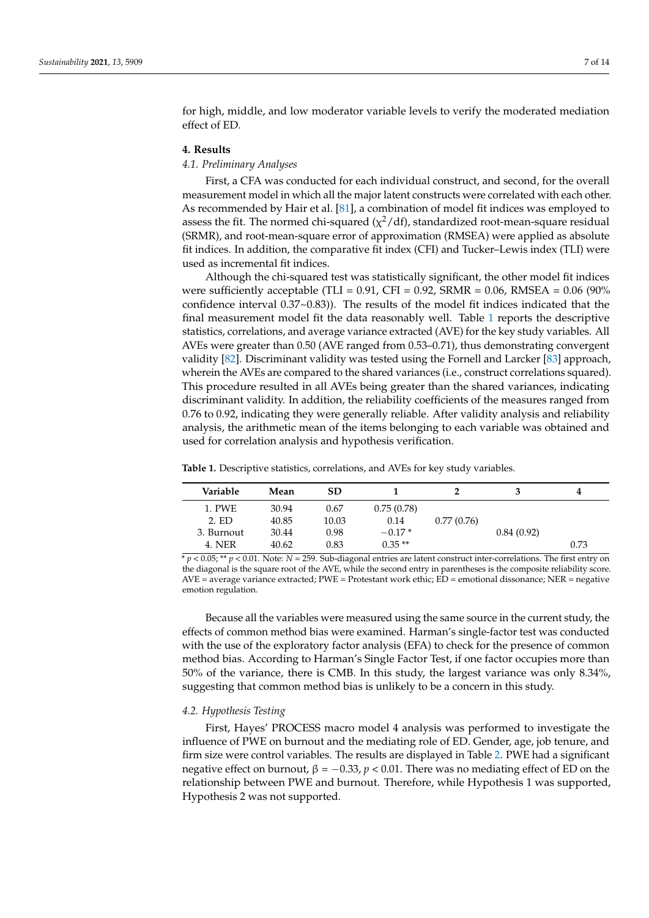for high, middle, and low moderator variable levels to verify the moderated mediation effect of ED.

## 4. Results

### *4.1. Preliminary Analyses*

First, a CFA was conducted for each individual construct, and second, for the overall measurement model in which all the major latent constructs were correlated with each other. As recommended by Hair et al. [81], a combination of model fit indices was employed to assess the fit. The normed chi-squared ($\chi^2$/df), standardized root-mean-square residual (SRMR), and root-mean-square error of approximation (RMSEA) were applied as absolute fit indices. In addition, the comparative fit index (CFI) and Tucker–Lewis index (TLI) were used as incremental fit indices.

Although the chi-squared test was statistically significant, the other model fit indices were sufficiently acceptable (TLI = 0.91, CFI = 0.92, SRMR = 0.06, RMSEA = 0.06 (90% confidence interval 0.37~0.83)). The results of the model fit indices indicated that the final measurement model fit the data reasonably well. Table 1 reports the descriptive statistics, correlations, and average variance extracted (AVE) for the key study variables. All AVEs were greater than 0.50 (AVE ranged from 0.53–0.71), thus demonstrating convergent validity [82]. Discriminant validity was tested using the Fornell and Larcker [83] approach, wherein the AVEs are compared to the shared variances (i.e., construct correlations squared). This procedure resulted in all AVEs being greater than the shared variances, indicating discriminant validity. In addition, the reliability coefficients of the measures ranged from 0.76 to 0.92, indicating they were generally reliable. After validity analysis and reliability analysis, the arithmetic mean of the items belonging to each variable was obtained and used for correlation analysis and hypothesis verification.

**Table 1.** Descriptive statistics, correlations, and AVEs for key study variables.

| Variable | Mean | SD | 1 | 2 | 3 | 4 |
|---|---|---|---|---|---|---|
| 1. PWE | 30.94 | 0.67 | 0.75 (0.78) | | | |
| 2. ED | 40.85 | 10.03 | 0.14 | 0.77 (0.76) | | |
| 3. Burnout | 30.44 | 0.98 | −0.17 * | | 0.84 (0.92) | |
| 4. NER | 40.62 | 0.83 | 0.35 ** | | | 0.73 |

* $p < 0.05$; ** $p < 0.01$. Note: $N$ = 259. Sub-diagonal entries are latent construct inter-correlations. The first entry on the diagonal is the square root of the AVE, while the second entry in parentheses is the composite reliability score. AVE = average variance extracted; PWE = Protestant work ethic; ED = emotional dissonance; NER = negative emotion regulation.

Because all the variables were measured using the same source in the current study, the effects of common method bias were examined. Harman's single-factor test was conducted with the use of the exploratory factor analysis (EFA) to check for the presence of common method bias. According to Harman's Single Factor Test, if one factor occupies more than 50% of the variance, there is CMB. In this study, the largest variance was only 8.34%, suggesting that common method bias is unlikely to be a concern in this study.

### *4.2. Hypothesis Testing*

First, Hayes' PROCESS macro model 4 analysis was performed to investigate the influence of PWE on burnout and the mediating role of ED. Gender, age, job tenure, and firm size were control variables. The results are displayed in Table 2. PWE had a significant negative effect on burnout, $\beta = -0.33$, $p < 0.01$. There was no mediating effect of ED on the relationship between PWE and burnout. Therefore, while Hypothesis 1 was supported, Hypothesis 2 was not supported.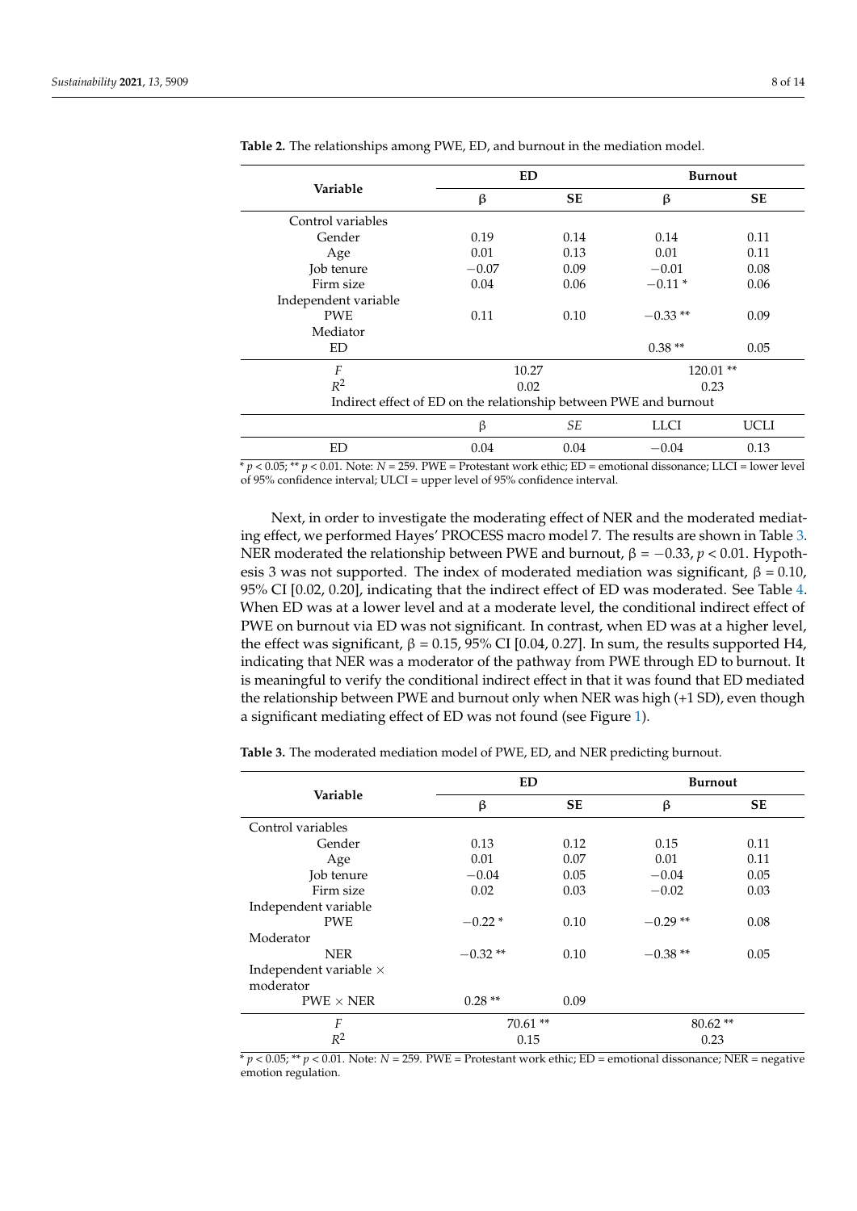**Table 2.** The relationships among PWE, ED, and burnout in the mediation model.

| Variable | ED | | Burnout | |
|---|---|---|---|---|
| | β | SE | β | SE |
| Control variables | | | | |
| Gender | 0.19 | 0.14 | 0.14 | 0.11 |
| Age | 0.01 | 0.13 | 0.01 | 0.11 |
| Job tenure | −0.07 | 0.09 | −0.01 | 0.08 |
| Firm size | 0.04 | 0.06 | −0.11 * | 0.06 |
| Independent variable | | | | |
| PWE | 0.11 | 0.10 | −0.33 ** | 0.09 |
| Mediator | | | | |
| ED | | | 0.38 ** | 0.05 |
| $F$ | 10.27 | | 120.01 ** | |
| $R^2$ | 0.02 | | 0.23 | |
| Indirect effect of ED on the relationship between PWE and burnout | | | | |
| | β | *SE* | LLCI | UCLI |
| ED | 0.04 | 0.04 | −0.04 | 0.13 |

* $p < 0.05$; ** $p < 0.01$. Note: $N = 259$. PWE = Protestant work ethic; ED = emotional dissonance; LLCI = lower level of 95% confidence interval; ULCI = upper level of 95% confidence interval.

Next, in order to investigate the moderating effect of NER and the moderated mediating effect, we performed Hayes' PROCESS macro model 7. The results are shown in Table 3. NER moderated the relationship between PWE and burnout, β = −0.33, $p < 0.01$. Hypothesis 3 was not supported. The index of moderated mediation was significant, β = 0.10, 95% CI [0.02, 0.20], indicating that the indirect effect of ED was moderated. See Table 4. When ED was at a lower level and at a moderate level, the conditional indirect effect of PWE on burnout via ED was not significant. In contrast, when ED was at a higher level, the effect was significant, β = 0.15, 95% CI [0.04, 0.27]. In sum, the results supported H4, indicating that NER was a moderator of the pathway from PWE through ED to burnout. It is meaningful to verify the conditional indirect effect in that it was found that ED mediated the relationship between PWE and burnout only when NER was high (+1 SD), even though a significant mediating effect of ED was not found (see Figure 1).

**Table 3.** The moderated mediation model of PWE, ED, and NER predicting burnout.

| Variable | ED | | Burnout | |
|---|---|---|---|---|
| | β | SE | β | SE |
| Control variables | | | | |
| Gender | 0.13 | 0.12 | 0.15 | 0.11 |
| Age | 0.01 | 0.07 | 0.01 | 0.11 |
| Job tenure | −0.04 | 0.05 | −0.04 | 0.05 |
| Firm size | 0.02 | 0.03 | −0.02 | 0.03 |
| Independent variable | | | | |
| PWE | −0.22 * | 0.10 | −0.29 ** | 0.08 |
| Moderator | | | | |
| NER | −0.32 ** | 0.10 | −0.38 ** | 0.05 |
| Independent variable × moderator | | | | |
| PWE × NER | 0.28 ** | 0.09 | | |
| $F$ | 70.61 ** | | 80.62 ** | |
| $R^2$ | 0.15 | | 0.23 | |

* $p < 0.05$; ** $p < 0.01$. Note: $N = 259$. PWE = Protestant work ethic; ED = emotional dissonance; NER = negative emotion regulation.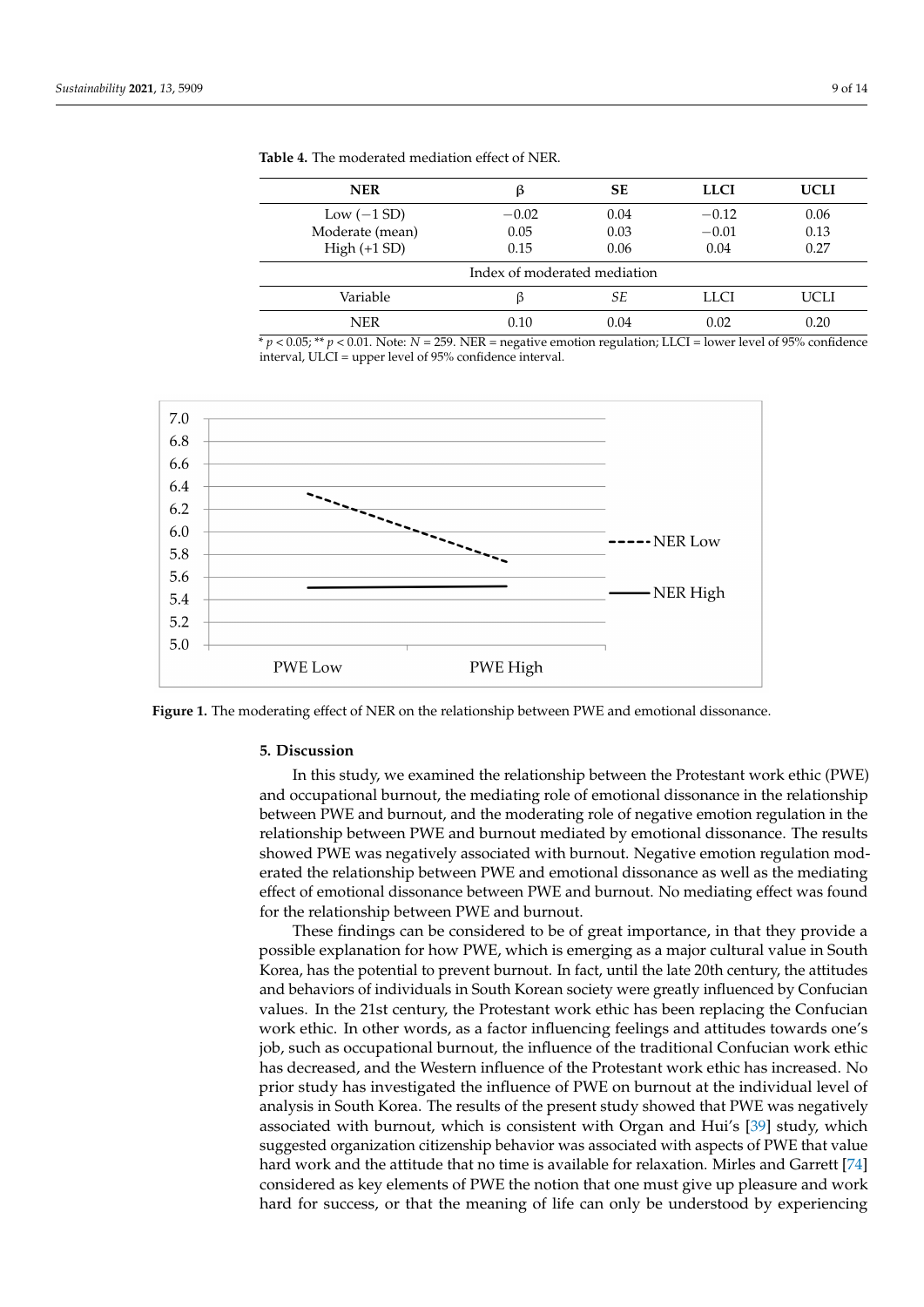**Table 4.** The moderated mediation effect of NER.

| NER | β | SE | LLCI | UCLI |
|---|---|---|---|---|
| Low (−1 SD) | −0.02 | 0.04 | −0.12 | 0.06 |
| Moderate (mean) | 0.05 | 0.03 | −0.01 | 0.13 |
| High (+1 SD) | 0.15 | 0.06 | 0.04 | 0.27 |
| Index of moderated mediation | | | | |
| Variable | β | *SE* | LLCI | UCLI |
| NER | 0.10 | 0.04 | 0.02 | 0.20 |

* $p < 0.05$; ** $p < 0.01$. Note: $N = 259$. NER = negative emotion regulation; LLCI = lower level of 95% confidence interval, ULCI = upper level of 95% confidence interval.

**Figure 1.** The moderating effect of NER on the relationship between PWE and emotional dissonance.

## 5. Discussion

In this study, we examined the relationship between the Protestant work ethic (PWE) and occupational burnout, the mediating role of emotional dissonance in the relationship between PWE and burnout, and the moderating role of negative emotion regulation in the relationship between PWE and burnout mediated by emotional dissonance. The results showed PWE was negatively associated with burnout. Negative emotion regulation moderated the relationship between PWE and emotional dissonance as well as the mediating effect of emotional dissonance between PWE and burnout. No mediating effect was found for the relationship between PWE and burnout.

These findings can be considered to be of great importance, in that they provide a possible explanation for how PWE, which is emerging as a major cultural value in South Korea, has the potential to prevent burnout. In fact, until the late 20th century, the attitudes and behaviors of individuals in South Korean society were greatly influenced by Confucian values. In the 21st century, the Protestant work ethic has been replacing the Confucian work ethic. In other words, as a factor influencing feelings and attitudes towards one's job, such as occupational burnout, the influence of the traditional Confucian work ethic has decreased, and the Western influence of the Protestant work ethic has increased. No prior study has investigated the influence of PWE on burnout at the individual level of analysis in South Korea. The results of the present study showed that PWE was negatively associated with burnout, which is consistent with Organ and Hui's [39] study, which suggested organization citizenship behavior was associated with aspects of PWE that value hard work and the attitude that no time is available for relaxation. Mirles and Garrett [74] considered as key elements of PWE the notion that one must give up pleasure and work hard for success, or that the meaning of life can only be understood by experiencing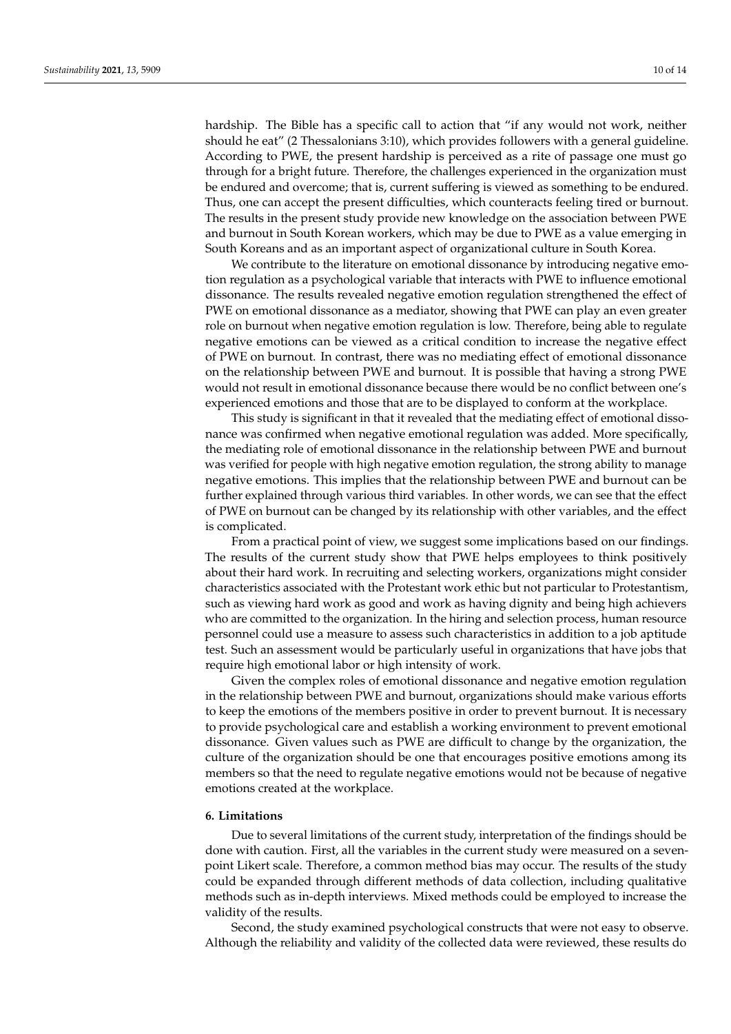hardship. The Bible has a specific call to action that "if any would not work, neither should he eat" (2 Thessalonians 3:10), which provides followers with a general guideline. According to PWE, the present hardship is perceived as a rite of passage one must go through for a bright future. Therefore, the challenges experienced in the organization must be endured and overcome; that is, current suffering is viewed as something to be endured. Thus, one can accept the present difficulties, which counteracts feeling tired or burnout. The results in the present study provide new knowledge on the association between PWE and burnout in South Korean workers, which may be due to PWE as a value emerging in South Koreans and as an important aspect of organizational culture in South Korea.

We contribute to the literature on emotional dissonance by introducing negative emotion regulation as a psychological variable that interacts with PWE to influence emotional dissonance. The results revealed negative emotion regulation strengthened the effect of PWE on emotional dissonance as a mediator, showing that PWE can play an even greater role on burnout when negative emotion regulation is low. Therefore, being able to regulate negative emotions can be viewed as a critical condition to increase the negative effect of PWE on burnout. In contrast, there was no mediating effect of emotional dissonance on the relationship between PWE and burnout. It is possible that having a strong PWE would not result in emotional dissonance because there would be no conflict between one's experienced emotions and those that are to be displayed to conform at the workplace.

This study is significant in that it revealed that the mediating effect of emotional dissonance was confirmed when negative emotional regulation was added. More specifically, the mediating role of emotional dissonance in the relationship between PWE and burnout was verified for people with high negative emotion regulation, the strong ability to manage negative emotions. This implies that the relationship between PWE and burnout can be further explained through various third variables. In other words, we can see that the effect of PWE on burnout can be changed by its relationship with other variables, and the effect is complicated.

From a practical point of view, we suggest some implications based on our findings. The results of the current study show that PWE helps employees to think positively about their hard work. In recruiting and selecting workers, organizations might consider characteristics associated with the Protestant work ethic but not particular to Protestantism, such as viewing hard work as good and work as having dignity and being high achievers who are committed to the organization. In the hiring and selection process, human resource personnel could use a measure to assess such characteristics in addition to a job aptitude test. Such an assessment would be particularly useful in organizations that have jobs that require high emotional labor or high intensity of work.

Given the complex roles of emotional dissonance and negative emotion regulation in the relationship between PWE and burnout, organizations should make various efforts to keep the emotions of the members positive in order to prevent burnout. It is necessary to provide psychological care and establish a working environment to prevent emotional dissonance. Given values such as PWE are difficult to change by the organization, the culture of the organization should be one that encourages positive emotions among its members so that the need to regulate negative emotions would not be because of negative emotions created at the workplace.

## 6. Limitations

Due to several limitations of the current study, interpretation of the findings should be done with caution. First, all the variables in the current study were measured on a seven-point Likert scale. Therefore, a common method bias may occur. The results of the study could be expanded through different methods of data collection, including qualitative methods such as in-depth interviews. Mixed methods could be employed to increase the validity of the results.

Second, the study examined psychological constructs that were not easy to observe. Although the reliability and validity of the collected data were reviewed, these results do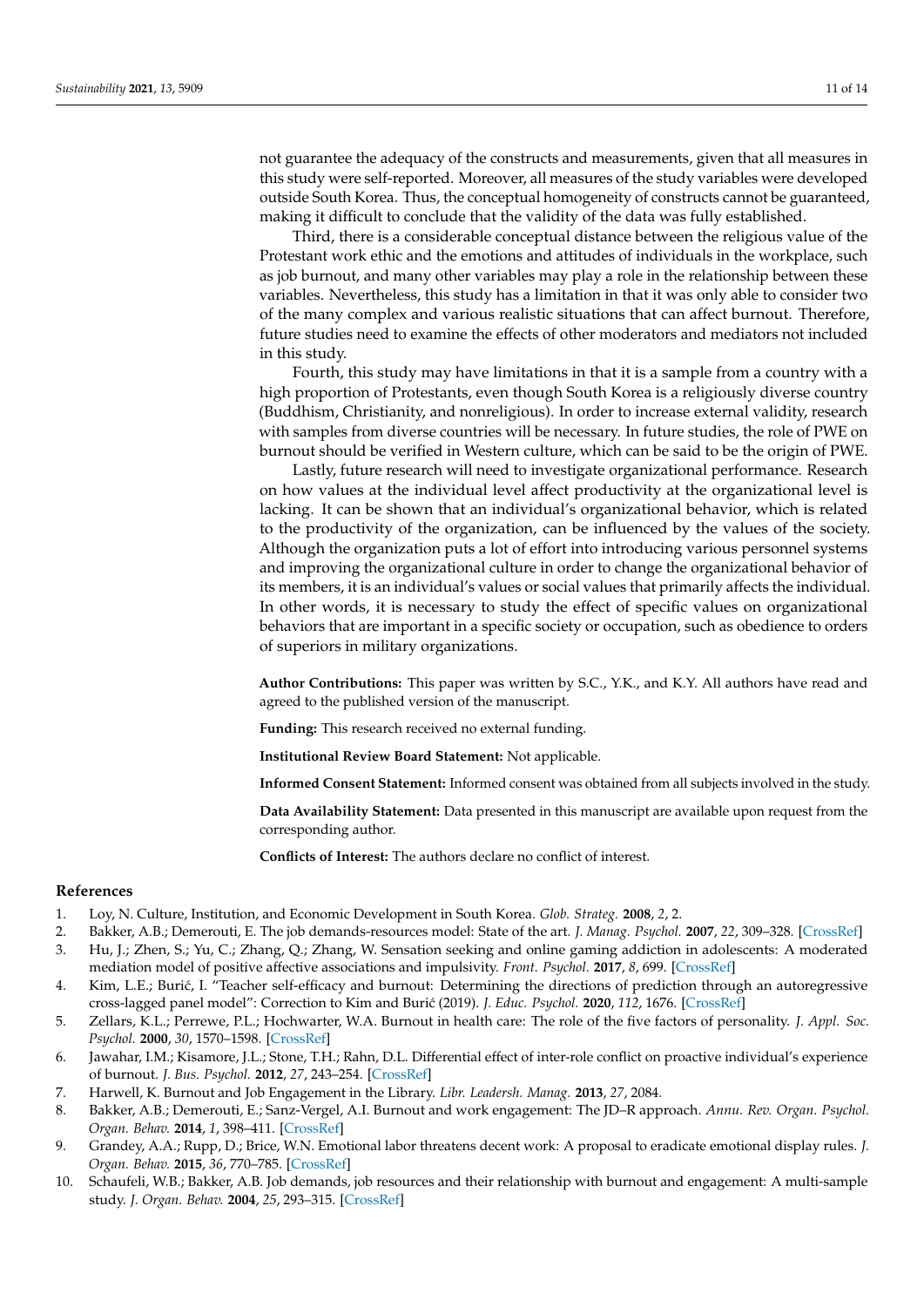not guarantee the adequacy of the constructs and measurements, given that all measures in this study were self-reported. Moreover, all measures of the study variables were developed outside South Korea. Thus, the conceptual homogeneity of constructs cannot be guaranteed, making it difficult to conclude that the validity of the data was fully established.

Third, there is a considerable conceptual distance between the religious value of the Protestant work ethic and the emotions and attitudes of individuals in the workplace, such as job burnout, and many other variables may play a role in the relationship between these variables. Nevertheless, this study has a limitation in that it was only able to consider two of the many complex and various realistic situations that can affect burnout. Therefore, future studies need to examine the effects of other moderators and mediators not included in this study.

Fourth, this study may have limitations in that it is a sample from a country with a high proportion of Protestants, even though South Korea is a religiously diverse country (Buddhism, Christianity, and nonreligious). In order to increase external validity, research with samples from diverse countries will be necessary. In future studies, the role of PWE on burnout should be verified in Western culture, which can be said to be the origin of PWE.

Lastly, future research will need to investigate organizational performance. Research on how values at the individual level affect productivity at the organizational level is lacking. It can be shown that an individual's organizational behavior, which is related to the productivity of the organization, can be influenced by the values of the society. Although the organization puts a lot of effort into introducing various personnel systems and improving the organizational culture in order to change the organizational behavior of its members, it is an individual's values or social values that primarily affects the individual. In other words, it is necessary to study the effect of specific values on organizational behaviors that are important in a specific society or occupation, such as obedience to orders of superiors in military organizations.

**Author Contributions:** This paper was written by S.C., Y.K., and K.Y. All authors have read and agreed to the published version of the manuscript.

**Funding:** This research received no external funding.

**Institutional Review Board Statement:** Not applicable.

**Informed Consent Statement:** Informed consent was obtained from all subjects involved in the study.

**Data Availability Statement:** Data presented in this manuscript are available upon request from the corresponding author.

**Conflicts of Interest:** The authors declare no conflict of interest.

## References

1. Loy, N. Culture, Institution, and Economic Development in South Korea. *Glob. Strateg.* **2008**, *2*, 2.
2. Bakker, A.B.; Demerouti, E. The job demands-resources model: State of the art. *J. Manag. Psychol.* **2007**, *22*, 309–328. [CrossRef]
3. Hu, J.; Zhen, S.; Yu, C.; Zhang, Q.; Zhang, W. Sensation seeking and online gaming addiction in adolescents: A moderated mediation model of positive affective associations and impulsivity. *Front. Psychol.* **2017**, *8*, 699. [CrossRef]
4. Kim, L.E.; Burić, I. "Teacher self-efficacy and burnout: Determining the directions of prediction through an autoregressive cross-lagged panel model": Correction to Kim and Burić (2019). *J. Educ. Psychol.* **2020**, *112*, 1676. [CrossRef]
5. Zellars, K.L.; Perrewe, P.L.; Hochwarter, W.A. Burnout in health care: The role of the five factors of personality. *J. Appl. Soc. Psychol.* **2000**, *30*, 1570–1598. [CrossRef]
6. Jawahar, I.M.; Kisamore, J.L.; Stone, T.H.; Rahn, D.L. Differential effect of inter-role conflict on proactive individual's experience of burnout. *J. Bus. Psychol.* **2012**, *27*, 243–254. [CrossRef]
7. Harwell, K. Burnout and Job Engagement in the Library. *Libr. Leadersh. Manag.* **2013**, *27*, 2084.
8. Bakker, A.B.; Demerouti, E.; Sanz-Vergel, A.I. Burnout and work engagement: The JD–R approach. *Annu. Rev. Organ. Psychol. Organ. Behav.* **2014**, *1*, 398–411. [CrossRef]
9. Grandey, A.A.; Rupp, D.; Brice, W.N. Emotional labor threatens decent work: A proposal to eradicate emotional display rules. *J. Organ. Behav.* **2015**, *36*, 770–785. [CrossRef]
10. Schaufeli, W.B.; Bakker, A.B. Job demands, job resources and their relationship with burnout and engagement: A multi-sample study. *J. Organ. Behav.* **2004**, *25*, 293–315. [CrossRef]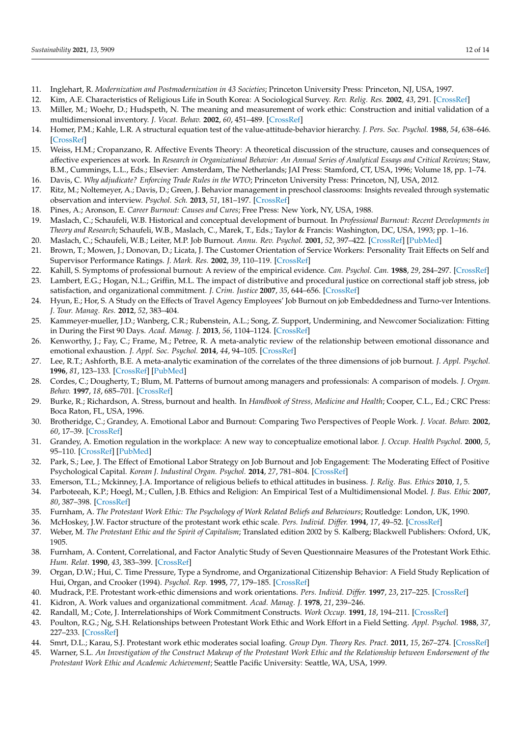11. Inglehart, R. *Modernization and Postmodernization in 43 Societies*; Princeton University Press: Princeton, NJ, USA, 1997.
12. Kim, A.E. Characteristics of Religious Life in South Korea: A Sociological Survey. *Rev. Relig. Res.* **2002**, *43*, 291. [CrossRef]
13. Miller, M.; Woehr, D.; Hudspeth, N. The meaning and measurement of work ethic: Construction and initial validation of a multidimensional inventory. *J. Vocat. Behav.* **2002**, *60*, 451–489. [CrossRef]
14. Homer, P.M.; Kahle, L.R. A structural equation test of the value-attitude-behavior hierarchy. *J. Pers. Soc. Psychol.* **1988**, *54*, 638–646. [CrossRef]
15. Weiss, H.M.; Cropanzano, R. Affective Events Theory: A theoretical discussion of the structure, causes and consequences of affective experiences at work. In *Research in Organizational Behavior: An Annual Series of Analytical Essays and Critical Reviews*; Staw, B.M., Cummings, L.L., Eds.; Elsevier: Amsterdam, The Netherlands; JAI Press: Stamford, CT, USA, 1996; Volume 18, pp. 1–74.
16. Davis, C. *Why adjudicate? Enforcing Trade Rules in the WTO*; Princeton University Press: Princeton, NJ, USA, 2012.
17. Ritz, M.; Noltemeyer, A.; Davis, D.; Green, J. Behavior management in preschool classrooms: Insights revealed through systematic observation and interview. *Psychol. Sch.* **2013**, *51*, 181–197. [CrossRef]
18. Pines, A.; Aronson, E. *Career Burnout: Causes and Cures*; Free Press: New York, NY, USA, 1988.
19. Maslach, C.; Schaufeli, W.B. Historical and conceptual development of burnout. In *Professional Burnout: Recent Developments in Theory and Research*; Schaufeli, W.B., Maslach, C., Marek, T., Eds.; Taylor & Francis: Washington, DC, USA, 1993; pp. 1–16.
20. Maslach, C.; Schaufeli, W.B.; Leiter, M.P. Job Burnout. *Annu. Rev. Psychol.* **2001**, *52*, 397–422. [CrossRef] [PubMed]
21. Brown, T.; Mowen, J.; Donovan, D.; Licata, J. The Customer Orientation of Service Workers: Personality Trait Effects on Self and Supervisor Performance Ratings. *J. Mark. Res.* **2002**, *39*, 110–119. [CrossRef]
22. Kahill, S. Symptoms of professional burnout: A review of the empirical evidence. *Can. Psychol. Can.* **1988**, *29*, 284–297. [CrossRef]
23. Lambert, E.G.; Hogan, N.L.; Griffin, M.L. The impact of distributive and procedural justice on correctional staff job stress, job satisfaction, and organizational commitment. *J. Crim. Justice* **2007**, *35*, 644–656. [CrossRef]
24. Hyun, E.; Hor, S. A Study on the Effects of Travel Agency Employees' Job Burnout on job Embeddedness and Turno-ver Intentions. *J. Tour. Manag. Res.* **2012**, *52*, 383–404.
25. Kammeyer-mueller, J.D.; Wanberg, C.R.; Rubenstein, A.L.; Song, Z. Support, Undermining, and Newcomer Socialization: Fitting in During the First 90 Days. *Acad. Manag. J.* **2013**, *56*, 1104–1124. [CrossRef]
26. Kenworthy, J.; Fay, C.; Frame, M.; Petree, R. A meta-analytic review of the relationship between emotional dissonance and emotional exhaustion. *J. Appl. Soc. Psychol.* **2014**, *44*, 94–105. [CrossRef]
27. Lee, R.T.; Ashforth, B.E. A meta-analytic examination of the correlates of the three dimensions of job burnout. *J. Appl. Psychol.* **1996**, *81*, 123–133. [CrossRef] [PubMed]
28. Cordes, C.; Dougherty, T.; Blum, M. Patterns of burnout among managers and professionals: A comparison of models. *J. Organ. Behav.* **1997**, *18*, 685–701. [CrossRef]
29. Burke, R.; Richardson, A. Stress, burnout and health. In *Handbook of Stress, Medicine and Health*; Cooper, C.L., Ed.; CRC Press: Boca Raton, FL, USA, 1996.
30. Brotheridge, C.; Grandey, A. Emotional Labor and Burnout: Comparing Two Perspectives of People Work. *J. Vocat. Behav.* **2002**, *60*, 17–39. [CrossRef]
31. Grandey, A. Emotion regulation in the workplace: A new way to conceptualize emotional labor. *J. Occup. Health Psychol.* **2000**, *5*, 95–110. [CrossRef] [PubMed]
32. Park, S.; Lee, J. The Effect of Emotional Labor Strategy on Job Burnout and Job Engagement: The Moderating Effect of Positive Psychological Capital. *Korean J. Industiral Organ. Psychol.* **2014**, *27*, 781–804. [CrossRef]
33. Emerson, T.L.; Mckinney, J.A. Importance of religious beliefs to ethical attitudes in business. *J. Relig. Bus. Ethics* **2010**, *1*, 5.
34. Parboteeah, K.P.; Hoegl, M.; Cullen, J.B. Ethics and Religion: An Empirical Test of a Multidimensional Model. *J. Bus. Ethic* **2007**, *80*, 387–398. [CrossRef]
35. Furnham, A. *The Protestant Work Ethic: The Psychology of Work Related Beliefs and Behaviours*; Routledge: London, UK, 1990.
36. McHoskey, J.W. Factor structure of the protestant work ethic scale. *Pers. Individ. Differ.* **1994**, *17*, 49–52. [CrossRef]
37. Weber, M. *The Protestant Ethic and the Spirit of Capitalism*; Translated edition 2002 by S. Kalberg; Blackwell Publishers: Oxford, UK, 1905.
38. Furnham, A. Content, Correlational, and Factor Analytic Study of Seven Questionnaire Measures of the Protestant Work Ethic. *Hum. Relat.* **1990**, *43*, 383–399. [CrossRef]
39. Organ, D.W.; Hui, C. Time Pressure, Type a Syndrome, and Organizational Citizenship Behavior: A Field Study Replication of Hui, Organ, and Crooker (1994). *Psychol. Rep.* **1995**, *77*, 179–185. [CrossRef]
40. Mudrack, P.E. Protestant work-ethic dimensions and work orientations. *Pers. Individ. Differ.* **1997**, *23*, 217–225. [CrossRef]
41. Kidron, A. Work values and organizational commitment. *Acad. Manag. J.* **1978**, *21*, 239–246.
42. Randall, M.; Cote, J. Interrelationships of Work Commitment Constructs. *Work Occup.* **1991**, *18*, 194–211. [CrossRef]
43. Poulton, R.G.; Ng, S.H. Relationships between Protestant Work Ethic and Work Effort in a Field Setting. *Appl. Psychol.* **1988**, *37*, 227–233. [CrossRef]
44. Smrt, D.L.; Karau, S.J. Protestant work ethic moderates social loafing. *Group Dyn. Theory Res. Pract.* **2011**, *15*, 267–274. [CrossRef]
45. Warner, S.L. *An Investigation of the Construct Makeup of the Protestant Work Ethic and the Relationship between Endorsement of the Protestant Work Ethic and Academic Achievement*; Seattle Pacific University: Seattle, WA, USA, 1999.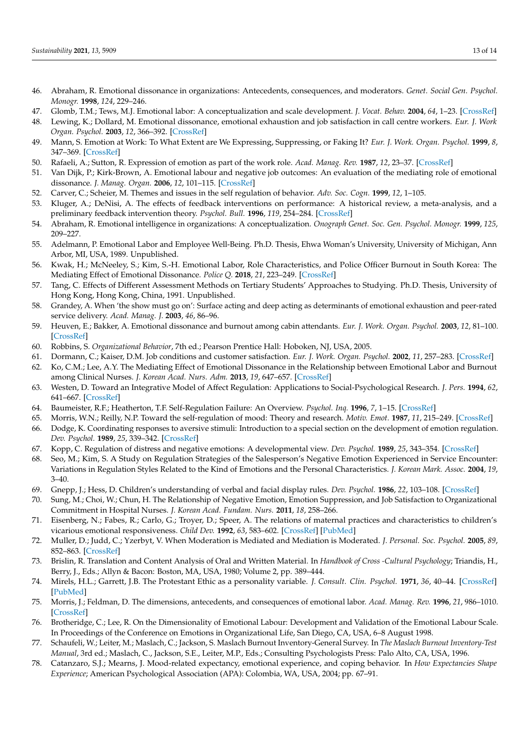46. Abraham, R. Emotional dissonance in organizations: Antecedents, consequences, and moderators. *Genet. Social Gen. Psychol. Monogr.* **1998**, *124*, 229–246.
47. Glomb, T.M.; Tews, M.J. Emotional labor: A conceptualization and scale development. *J. Vocat. Behav.* **2004**, *64*, 1–23. [CrossRef]
48. Lewing, K.; Dollard, M. Emotional dissonance, emotional exhaustion and job satisfaction in call centre workers. *Eur. J. Work Organ. Psychol.* **2003**, *12*, 366–392. [CrossRef]
49. Mann, S. Emotion at Work: To What Extent are We Expressing, Suppressing, or Faking It? *Eur. J. Work. Organ. Psychol.* **1999**, *8*, 347–369. [CrossRef]
50. Rafaeli, A.; Sutton, R. Expression of emotion as part of the work role. *Acad. Manag. Rev.* **1987**, *12*, 23–37. [CrossRef]
51. Van Dijk, P.; Kirk-Brown, A. Emotional labour and negative job outcomes: An evaluation of the mediating role of emotional dissonance. *J. Manag. Organ.* **2006**, *12*, 101–115. [CrossRef]
52. Carver, C.; Scheier, M. Themes and issues in the self regulation of behavior. *Adv. Soc. Cogn.* **1999**, *12*, 1–105.
53. Kluger, A.; DeNisi, A. The effects of feedback interventions on performance: A historical review, a meta-analysis, and a preliminary feedback intervention theory. *Psychol. Bull.* **1996**, *119*, 254–284. [CrossRef]
54. Abraham, R. Emotional intelligence in organizations: A conceptualization. *Onograph Genet. Soc. Gen. Psychol. Monogr.* **1999**, *125*, 209–227.
55. Adelmann, P. Emotional Labor and Employee Well-Being. Ph.D. Thesis, Ehwa Woman's University, University of Michigan, Ann Arbor, MI, USA, 1989. Unpublished.
56. Kwak, H.; McNeeley, S.; Kim, S.-H. Emotional Labor, Role Characteristics, and Police Officer Burnout in South Korea: The Mediating Effect of Emotional Dissonance. *Police Q.* **2018**, *21*, 223–249. [CrossRef]
57. Tang, C. Effects of Different Assessment Methods on Tertiary Students' Approaches to Studying. Ph.D. Thesis, University of Hong Kong, Hong Kong, China, 1991. Unpublished.
58. Grandey, A. When 'the show must go on': Surface acting and deep acting as determinants of emotional exhaustion and peer-rated service delivery. *Acad. Manag. J.* **2003**, *46*, 86–96.
59. Heuven, E.; Bakker, A. Emotional dissonance and burnout among cabin attendants. *Eur. J. Work. Organ. Psychol.* **2003**, *12*, 81–100. [CrossRef]
60. Robbins, S. *Organizational Behavior*, 7th ed.; Pearson Prentice Hall: Hoboken, NJ, USA, 2005.
61. Dormann, C.; Kaiser, D.M. Job conditions and customer satisfaction. *Eur. J. Work. Organ. Psychol.* **2002**, *11*, 257–283. [CrossRef]
62. Ko, C.M.; Lee, A.Y. The Mediating Effect of Emotional Dissonance in the Relationship between Emotional Labor and Burnout among Clinical Nurses. *J. Korean Acad. Nurs. Adm.* **2013**, *19*, 647–657. [CrossRef]
63. Westen, D. Toward an Integrative Model of Affect Regulation: Applications to Social-Psychological Research. *J. Pers.* **1994**, *62*, 641–667. [CrossRef]
64. Baumeister, R.F.; Heatherton, T.F. Self-Regulation Failure: An Overview. *Psychol. Inq.* **1996**, *7*, 1–15. [CrossRef]
65. Morris, W.N.; Reilly, N.P. Toward the self-regulation of mood: Theory and research. *Motiv. Emot.* **1987**, *11*, 215–249. [CrossRef]
66. Dodge, K. Coordinating responses to aversive stimuli: Introduction to a special section on the development of emotion regulation. *Dev. Psychol.* **1989**, *25*, 339–342. [CrossRef]
67. Kopp, C. Regulation of distress and negative emotions: A developmental view. *Dev. Psychol.* **1989**, *25*, 343–354. [CrossRef]
68. Seo, M.; Kim, S. A Study on Regulation Strategies of the Salesperson's Negative Emotion Experienced in Service Encounter: Variations in Regulation Styles Related to the Kind of Emotions and the Personal Characteristics. *J. Korean Mark. Assoc.* **2004**, *19*, 3–40.
69. Gnepp, J.; Hess, D. Children's understanding of verbal and facial display rules. *Dev. Psychol.* **1986**, *22*, 103–108. [CrossRef]
70. Sung, M.; Choi, W.; Chun, H. The Relationship of Negative Emotion, Emotion Suppression, and Job Satisfaction to Organizational Commitment in Hospital Nurses. *J. Korean Acad. Fundam. Nurs.* **2011**, *18*, 258–266.
71. Eisenberg, N.; Fabes, R.; Carlo, G.; Troyer, D.; Speer, A. The relations of maternal practices and characteristics to children's vicarious emotional responsiveness. *Child Dev.* **1992**, *63*, 583–602. [CrossRef] [PubMed]
72. Muller, D.; Judd, C.; Yzerbyt, V. When Moderation is Mediated and Mediation is Moderated. *J. Personal. Soc. Psychol.* **2005**, *89*, 852–863. [CrossRef]
73. Brislin, R. Translation and Content Analysis of Oral and Written Material. In *Handbook of Cross -Cultural Psychology*; Triandis, H., Berry, J., Eds.; Allyn & Bacon: Boston, MA, USA, 1980; Volume 2, pp. 389–444.
74. Mirels, H.L.; Garrett, J.B. The Protestant Ethic as a personality variable. *J. Consult. Clin. Psychol.* **1971**, *36*, 40–44. [CrossRef] [PubMed]
75. Morris, J.; Feldman, D. The dimensions, antecedents, and consequences of emotional labor. *Acad. Manag. Rev.* **1996**, *21*, 986–1010. [CrossRef]
76. Brotheridge, C.; Lee, R. On the Dimensionality of Emotional Labour: Development and Validation of the Emotional Labour Scale. In Proceedings of the Conference on Emotions in Organizational Life, San Diego, CA, USA, 6–8 August 1998.
77. Schaufeli, W.; Leiter, M.; Maslach, C.; Jackson, S. Maslach Burnout Inventory-General Survey. In *The Maslach Burnout Inventory-Test Manual*, 3rd ed.; Maslach, C., Jackson, S.E., Leiter, M.P., Eds.; Consulting Psychologists Press: Palo Alto, CA, USA, 1996.
78. Catanzaro, S.J.; Mearns, J. Mood-related expectancy, emotional experience, and coping behavior. In *How Expectancies Shape Experience*; American Psychological Association (APA): Colombia, WA, USA, 2004; pp. 67–91.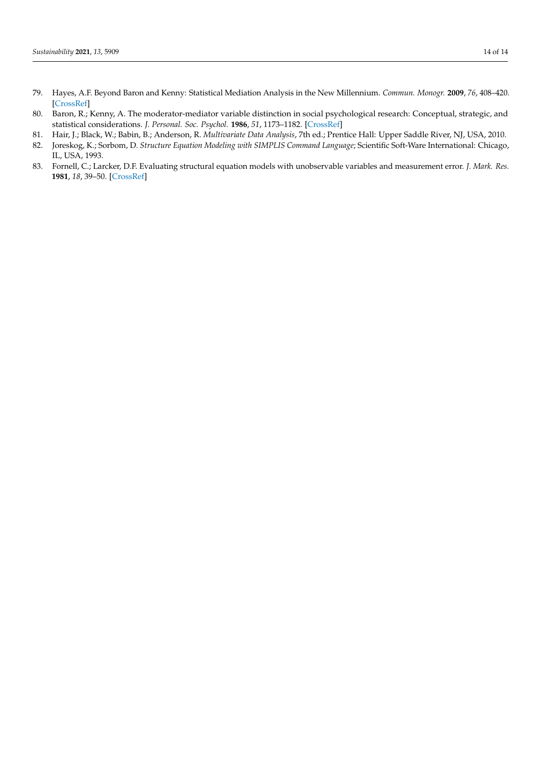79. Hayes, A.F. Beyond Baron and Kenny: Statistical Mediation Analysis in the New Millennium. *Commun. Monogr.* **2009**, *76*, 408–420. [CrossRef]
80. Baron, R.; Kenny, A. The moderator-mediator variable distinction in social psychological research: Conceptual, strategic, and statistical considerations. *J. Personal. Soc. Psychol.* **1986**, *51*, 1173–1182. [CrossRef]
81. Hair, J.; Black, W.; Babin, B.; Anderson, R. *Multivariate Data Analysis*, 7th ed.; Prentice Hall: Upper Saddle River, NJ, USA, 2010.
82. Joreskog, K.; Sorbom, D. *Structure Equation Modeling with SIMPLIS Command Language*; Scientific Soft-Ware International: Chicago, IL, USA, 1993.
83. Fornell, C.; Larcker, D.F. Evaluating structural equation models with unobservable variables and measurement error. *J. Mark. Res.* **1981**, *18*, 39–50. [CrossRef]